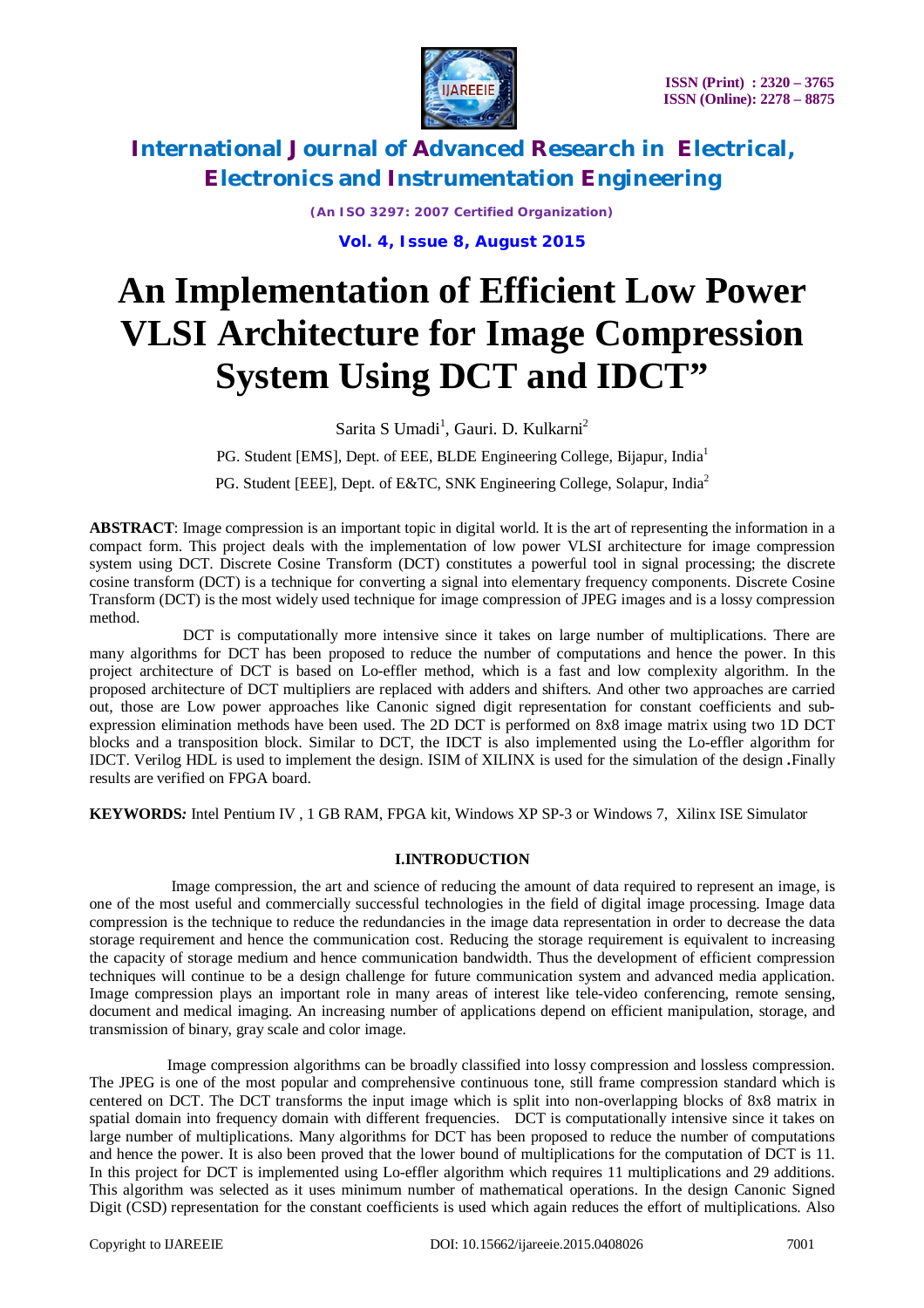# An Implementation of Efficient Low Power VLSI Architecture for Image Compression System Using DCT and IDCT”

Sarita S Umadi[1], Gauri. D. Kulkarni[2]

PG. Student [EMS], Dept. of EEE, BLDE Engineering College, Bijapur, India[1]

PG. Student [EEE], Dept. of E&TC, SNK Engineering College, Solapur, India[2]

**ABSTRACT**: Image compression is an important topic in digital world. It is the art of representing the information in a compact form. This project deals with the implementation of low power VLSI architecture for image compression system using DCT. Discrete Cosine Transform (DCT) constitutes a powerful tool in signal processing; the discrete cosine transform (DCT) is a technique for converting a signal into elementary frequency components. Discrete Cosine Transform (DCT) is the most widely used technique for image compression of JPEG images and is a lossy compression method.

DCT is computationally more intensive since it takes on large number of multiplications. There are many algorithms for DCT has been proposed to reduce the number of computations and hence the power. In this project architecture of DCT is based on Lo-effler method, which is a fast and low complexity algorithm. In the proposed architecture of DCT multipliers are replaced with adders and shifters. And other two approaches are carried out, those are Low power approaches like Canonic signed digit representation for constant coefficients and sub-expression elimination methods have been used. The 2D DCT is performed on 8x8 image matrix using two 1D DCT blocks and a transposition block. Similar to DCT, the IDCT is also implemented using the Lo-effler algorithm for IDCT. Verilog HDL is used to implement the design. ISIM of XILINX is used for the simulation of the design **.**Finally results are verified on FPGA board.

**KEYWORDS***:* Intel Pentium IV , 1 GB RAM, FPGA kit, Windows XP SP-3 or Windows 7, Xilinx ISE Simulator

## I.INTRODUCTION

Image compression, the art and science of reducing the amount of data required to represent an image, is one of the most useful and commercially successful technologies in the field of digital image processing. Image data compression is the technique to reduce the redundancies in the image data representation in order to decrease the data storage requirement and hence the communication cost. Reducing the storage requirement is equivalent to increasing the capacity of storage medium and hence communication bandwidth. Thus the development of efficient compression techniques will continue to be a design challenge for future communication system and advanced media application. Image compression plays an important role in many areas of interest like tele-video conferencing, remote sensing, document and medical imaging. An increasing number of applications depend on efficient manipulation, storage, and transmission of binary, gray scale and color image.

Image compression algorithms can be broadly classified into lossy compression and lossless compression. The JPEG is one of the most popular and comprehensive continuous tone, still frame compression standard which is centered on DCT. The DCT transforms the input image which is split into non-overlapping blocks of 8x8 matrix in spatial domain into frequency domain with different frequencies. DCT is computationally intensive since it takes on large number of multiplications. Many algorithms for DCT has been proposed to reduce the number of computations and hence the power. It is also been proved that the lower bound of multiplications for the computation of DCT is 11. In this project for DCT is implemented using Lo-effler algorithm which requires 11 multiplications and 29 additions. This algorithm was selected as it uses minimum number of mathematical operations. In the design Canonic Signed Digit (CSD) representation for the constant coefficients is used which again reduces the effort of multiplications. Also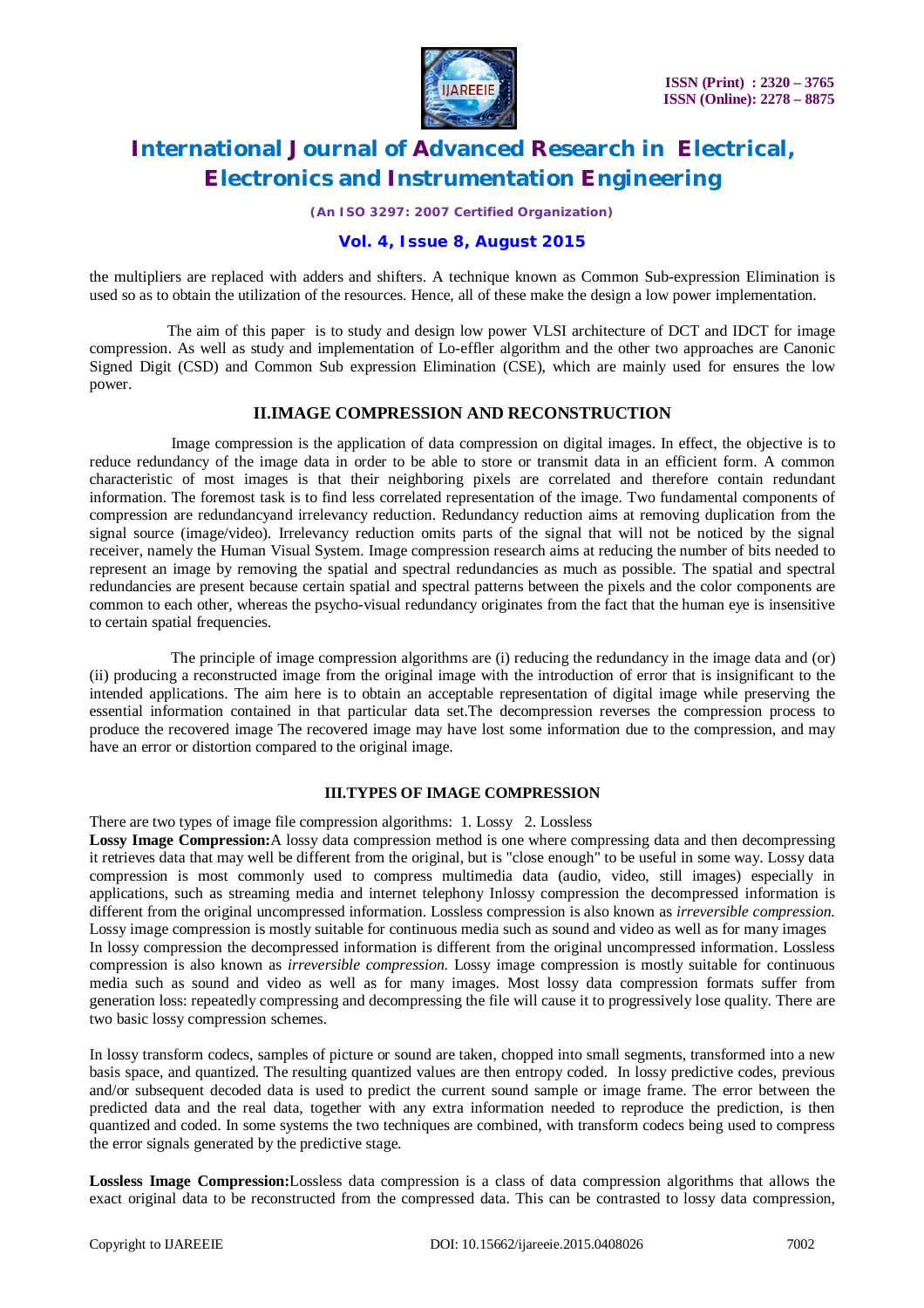the multipliers are replaced with adders and shifters. A technique known as Common Sub-expression Elimination is used so as to obtain the utilization of the resources. Hence, all of these make the design a low power implementation.

The aim of this paper is to study and design low power VLSI architecture of DCT and IDCT for image compression. As well as study and implementation of Lo-effler algorithm and the other two approaches are Canonic Signed Digit (CSD) and Common Sub expression Elimination (CSE), which are mainly used for ensures the low power.

## II.IMAGE COMPRESSION AND RECONSTRUCTION

Image compression is the application of data compression on digital images. In effect, the objective is to reduce redundancy of the image data in order to be able to store or transmit data in an efficient form. A common characteristic of most images is that their neighboring pixels are correlated and therefore contain redundant information. The foremost task is to find less correlated representation of the image. Two fundamental components of compression are redundancyand irrelevancy reduction. Redundancy reduction aims at removing duplication from the signal source (image/video). Irrelevancy reduction omits parts of the signal that will not be noticed by the signal receiver, namely the Human Visual System. Image compression research aims at reducing the number of bits needed to represent an image by removing the spatial and spectral redundancies as much as possible. The spatial and spectral redundancies are present because certain spatial and spectral patterns between the pixels and the color components are common to each other, whereas the psycho-visual redundancy originates from the fact that the human eye is insensitive to certain spatial frequencies.

The principle of image compression algorithms are (i) reducing the redundancy in the image data and (or) (ii) producing a reconstructed image from the original image with the introduction of error that is insignificant to the intended applications. The aim here is to obtain an acceptable representation of digital image while preserving the essential information contained in that particular data set.The decompression reverses the compression process to produce the recovered image The recovered image may have lost some information due to the compression, and may have an error or distortion compared to the original image.

## III.TYPES OF IMAGE COMPRESSION

There are two types of image file compression algorithms: 1. Lossy 2. Lossless

**Lossy Image Compression:**A lossy data compression method is one where compressing data and then decompressing it retrieves data that may well be different from the original, but is "close enough" to be useful in some way. Lossy data compression is most commonly used to compress multimedia data (audio, video, still images) especially in applications, such as streaming media and internet telephony Inlossy compression the decompressed information is different from the original uncompressed information. Lossless compression is also known as *irreversible compression.* Lossy image compression is mostly suitable for continuous media such as sound and video as well as for many images In lossy compression the decompressed information is different from the original uncompressed information. Lossless compression is also known as *irreversible compression.* Lossy image compression is mostly suitable for continuous media such as sound and video as well as for many images. Most lossy data compression formats suffer from generation loss: repeatedly compressing and decompressing the file will cause it to progressively lose quality. There are two basic lossy compression schemes.

In lossy transform codecs, samples of picture or sound are taken, chopped into small segments, transformed into a new basis space, and quantized. The resulting quantized values are then entropy coded. In lossy predictive codes, previous and/or subsequent decoded data is used to predict the current sound sample or image frame. The error between the predicted data and the real data, together with any extra information needed to reproduce the prediction, is then quantized and coded. In some systems the two techniques are combined, with transform codecs being used to compress the error signals generated by the predictive stage.

**Lossless Image Compression:**Lossless data compression is a class of data compression algorithms that allows the exact original data to be reconstructed from the compressed data. This can be contrasted to lossy data compression,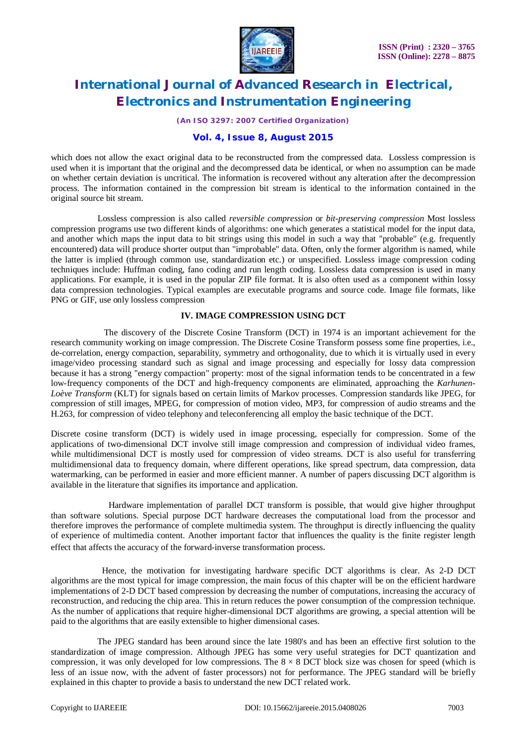which does not allow the exact original data to be reconstructed from the compressed data. Lossless compression is used when it is important that the original and the decompressed data be identical, or when no assumption can be made on whether certain deviation is uncritical. The information is recovered without any alteration after the decompression process. The information contained in the compression bit stream is identical to the information contained in the original source bit stream.

Lossless compression is also called *reversible compression* or *bit-preserving compression* Most lossless compression programs use two different kinds of algorithms: one which generates a statistical model for the input data, and another which maps the input data to bit strings using this model in such a way that "probable" (e.g. frequently encountered) data will produce shorter output than "improbable" data. Often, only the former algorithm is named, while the latter is implied (through common use, standardization etc.) or unspecified. Lossless image compression coding techniques include: Huffman coding, fano coding and run length coding. Lossless data compression is used in many applications. For example, it is used in the popular ZIP file format. It is also often used as a component within lossy data compression technologies. Typical examples are executable programs and source code. Image file formats, like PNG or GIF, use only lossless compression

## IV. IMAGE COMPRESSION USING DCT

The discovery of the Discrete Cosine Transform (DCT) in 1974 is an important achievement for the research community working on image compression. The Discrete Cosine Transform possess some fine properties, i.e., de-correlation, energy compaction, separability, symmetry and orthogonality, due to which it is virtually used in every image/video processing standard such as signal and image processing and especially for lossy data compression because it has a strong "energy compaction" property: most of the signal information tends to be concentrated in a few low-frequency components of the DCT and high-frequency components are eliminated, approaching the *Karhunen-Loève Transform* (KLT) for signals based on certain limits of Markov processes. Compression standards like JPEG, for compression of still images, MPEG, for compression of motion video, MP3, for compression of audio streams and the H.263, for compression of video telephony and teleconferencing all employ the basic technique of the DCT.

Discrete cosine transform (DCT) is widely used in image processing, especially for compression. Some of the applications of two-dimensional DCT involve still image compression and compression of individual video frames, while multidimensional DCT is mostly used for compression of video streams. DCT is also useful for transferring multidimensional data to frequency domain, where different operations, like spread spectrum, data compression, data watermarking, can be performed in easier and more efficient manner. A number of papers discussing DCT algorithm is available in the literature that signifies its importance and application.

Hardware implementation of parallel DCT transform is possible, that would give higher throughput than software solutions. Special purpose DCT hardware decreases the computational load from the processor and therefore improves the performance of complete multimedia system. The throughput is directly influencing the quality of experience of multimedia content. Another important factor that influences the quality is the finite register length effect that affects the accuracy of the forward-inverse transformation process.

Hence, the motivation for investigating hardware specific DCT algorithms is clear. As 2-D DCT algorithms are the most typical for image compression, the main focus of this chapter will be on the efficient hardware implementations of 2-D DCT based compression by decreasing the number of computations, increasing the accuracy of reconstruction, and reducing the chip area. This in return reduces the power consumption of the compression technique. As the number of applications that require higher-dimensional DCT algorithms are growing, a special attention will be paid to the algorithms that are easily extensible to higher dimensional cases.

The JPEG standard has been around since the late 1980's and has been an effective first solution to the standardization of image compression. Although JPEG has some very useful strategies for DCT quantization and compression, it was only developed for low compressions. The $8 \times 8$ DCT block size was chosen for speed (which is less of an issue now, with the advent of faster processors) not for performance. The JPEG standard will be briefly explained in this chapter to provide a basis to understand the new DCT related work.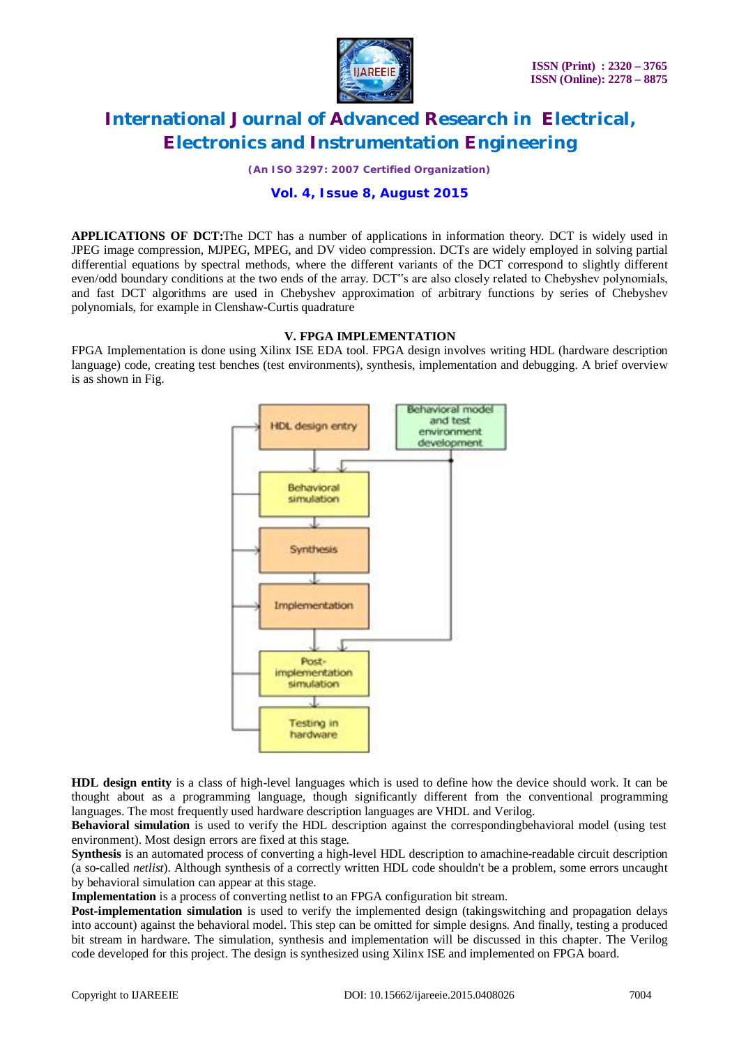**APPLICATIONS OF DCT:**The DCT has a number of applications in information theory. DCT is widely used in JPEG image compression, MJPEG, MPEG, and DV video compression. DCTs are widely employed in solving partial differential equations by spectral methods, where the different variants of the DCT correspond to slightly different even/odd boundary conditions at the two ends of the array. DCT"s are also closely related to Chebyshev polynomials, and fast DCT algorithms are used in Chebyshev approximation of arbitrary functions by series of Chebyshev polynomials, for example in Clenshaw-Curtis quadrature

## V. FPGA IMPLEMENTATION

FPGA Implementation is done using Xilinx ISE EDA tool. FPGA design involves writing HDL (hardware description language) code, creating test benches (test environments), synthesis, implementation and debugging. A brief overview is as shown in Fig.

**HDL design entity** is a class of high-level languages which is used to define how the device should work. It can be thought about as a programming language, though significantly different from the conventional programming languages. The most frequently used hardware description languages are VHDL and Verilog.

**Behavioral simulation** is used to verify the HDL description against the correspondingbehavioral model (using test environment). Most design errors are fixed at this stage.

**Synthesis** is an automated process of converting a high-level HDL description to amachine-readable circuit description (a so-called *netlist*). Although synthesis of a correctly written HDL code shouldn't be a problem, some errors uncaught by behavioral simulation can appear at this stage.

**Implementation** is a process of converting netlist to an FPGA configuration bit stream.

**Post-implementation simulation** is used to verify the implemented design (takingswitching and propagation delays into account) against the behavioral model. This step can be omitted for simple designs. And finally, testing a produced bit stream in hardware. The simulation, synthesis and implementation will be discussed in this chapter. The Verilog code developed for this project. The design is synthesized using Xilinx ISE and implemented on FPGA board.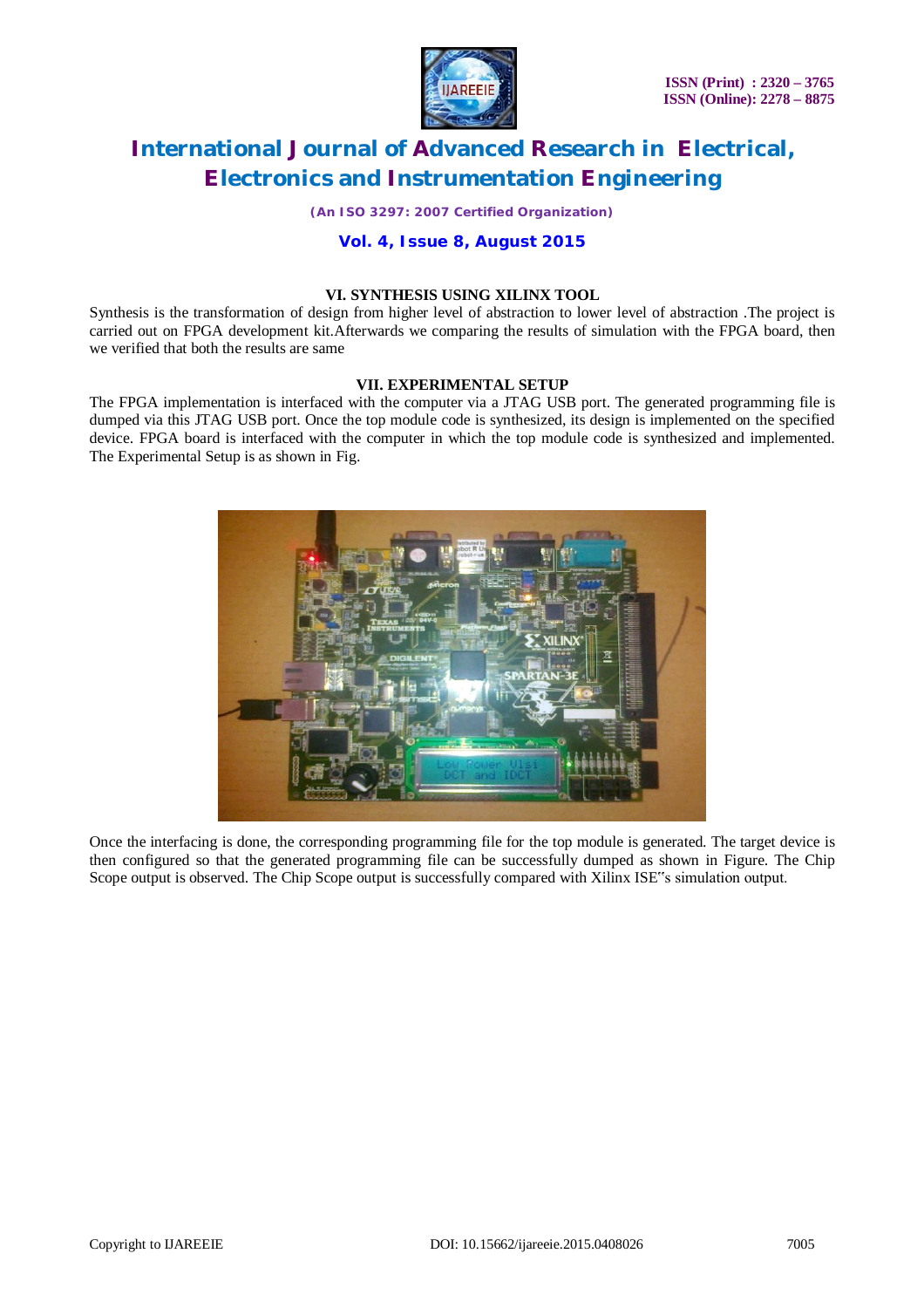## VI. SYNTHESIS USING XILINX TOOL

Synthesis is the transformation of design from higher level of abstraction to lower level of abstraction .The project is carried out on FPGA development kit.Afterwards we comparing the results of simulation with the FPGA board, then we verified that both the results are same

## VII. EXPERIMENTAL SETUP

The FPGA implementation is interfaced with the computer via a JTAG USB port. The generated programming file is dumped via this JTAG USB port. Once the top module code is synthesized, its design is implemented on the specified device. FPGA board is interfaced with the computer in which the top module code is synthesized and implemented. The Experimental Setup is as shown in Fig.

Once the interfacing is done, the corresponding programming file for the top module is generated. The target device is then configured so that the generated programming file can be successfully dumped as shown in Figure. The Chip Scope output is observed. The Chip Scope output is successfully compared with Xilinx ISE"s simulation output.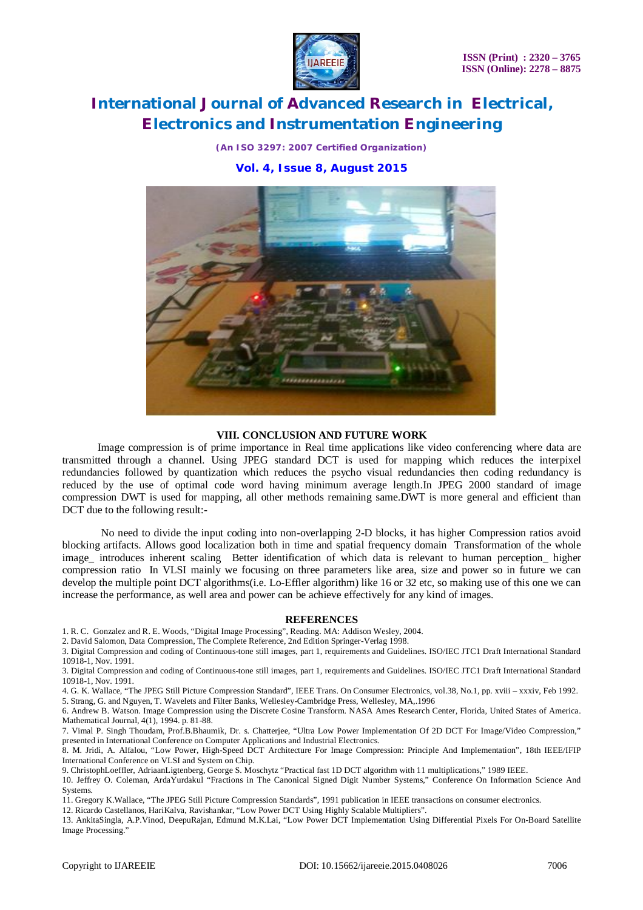## VIII. CONCLUSION AND FUTURE WORK

Image compression is of prime importance in Real time applications like video conferencing where data are transmitted through a channel. Using JPEG standard DCT is used for mapping which reduces the interpixel redundancies followed by quantization which reduces the psycho visual redundancies then coding redundancy is reduced by the use of optimal code word having minimum average length.In JPEG 2000 standard of image compression DWT is used for mapping, all other methods remaining same.DWT is more general and efficient than DCT due to the following result:-

No need to divide the input coding into non-overlapping 2-D blocks, it has higher Compression ratios avoid blocking artifacts. Allows good localization both in time and spatial frequency domain Transformation of the whole image_ introduces inherent scaling Better identification of which data is relevant to human perception_ higher compression ratio In VLSI mainly we focusing on three parameters like area, size and power so in future we can develop the multiple point DCT algorithms(i.e. Lo-Effler algorithm) like 16 or 32 etc, so making use of this one we can increase the performance, as well area and power can be achieve effectively for any kind of images.

## REFERENCES

1. R. C. Gonzalez and R. E. Woods, "Digital Image Processing", Reading. MA: Addison Wesley, 2004.
2. David Salomon, Data Compression, The Complete Reference, 2nd Edition Springer-Verlag 1998.
3. Digital Compression and coding of Continuous-tone still images, part 1, requirements and Guidelines. ISO/IEC JTC1 Draft International Standard 10918-1, Nov. 1991.
3. Digital Compression and coding of Continuous-tone still images, part 1, requirements and Guidelines. ISO/IEC JTC1 Draft International Standard 10918-1, Nov. 1991.
4. G. K. Wallace, "The JPEG Still Picture Compression Standard", IEEE Trans. On Consumer Electronics, vol.38, No.1, pp. xviii – xxxiv, Feb 1992.
5. Strang, G. and Nguyen, T. Wavelets and Filter Banks, Wellesley-Cambridge Press, Wellesley, MA,.1996
6. Andrew B. Watson. Image Compression using the Discrete Cosine Transform. NASA Ames Research Center, Florida, United States of America. Mathematical Journal, 4(1), 1994. p. 81-88.
7. Vimal P. Singh Thoudam, Prof.B.Bhaumik, Dr. s. Chatterjee, "Ultra Low Power Implementation Of 2D DCT For Image/Video Compression," presented in International Conference on Computer Applications and Industrial Electronics.
8. M. Jridi, A. Alfalou, "Low Power, High-Speed DCT Architecture For Image Compression: Principle And Implementation", 18th IEEE/IFIP International Conference on VLSI and System on Chip.
9. ChristophLoeffler, AdriaanLigtenberg, George S. Moschytz "Practical fast 1D DCT algorithm with 11 multiplications," 1989 IEEE.
10. Jeffrey O. Coleman, ArdaYurdakul "Fractions in The Canonical Signed Digit Number Systems," Conference On Information Science And Systems.
11. Gregory K.Wallace, "The JPEG Still Picture Compression Standards", 1991 publication in IEEE transactions on consumer electronics.
12. Ricardo Castellanos, HariKalva, Ravishankar, "Low Power DCT Using Highly Scalable Multipliers".
13. AnkitaSingla, A.P.Vinod, DeepuRajan, Edmund M.K.Lai, "Low Power DCT Implementation Using Differential Pixels For On-Board Satellite Image Processing."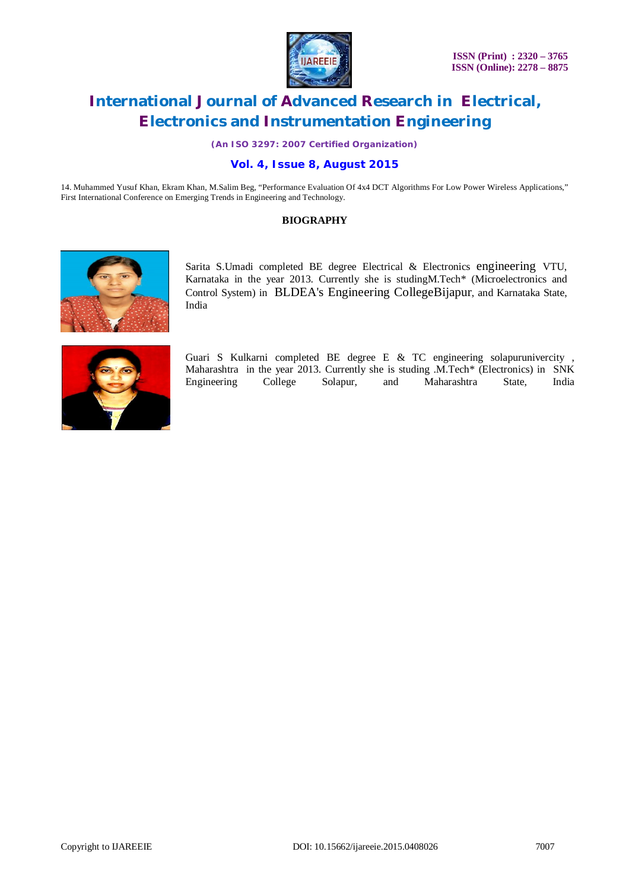14. Muhammed Yusuf Khan, Ekram Khan, M.Salim Beg, “Performance Evaluation Of 4x4 DCT Algorithms For Low Power Wireless Applications,” First International Conference on Emerging Trends in Engineering and Technology.

## BIOGRAPHY

Sarita S.Umadi completed BE degree Electrical & Electronics engineering VTU, Karnataka in the year 2013. Currently she is studingM.Tech* (Microelectronics and Control System) in BLDEA's Engineering CollegeBijapur, and Karnataka State, India

Guari S Kulkarni completed BE degree E & TC engineering solapuruniverсity , Maharashtra in the year 2013. Currently she is studing .M.Tech* (Electronics) in SNK Engineering College Solapur, and Maharashtra State, India